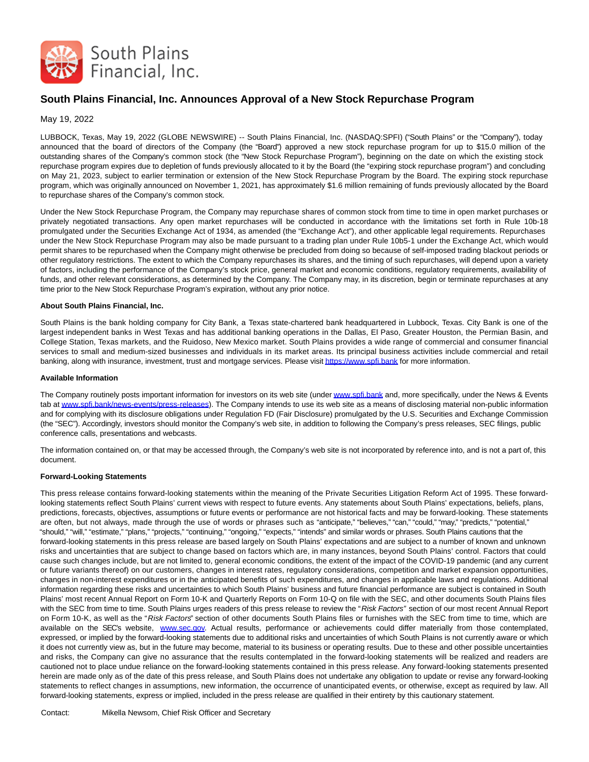South Plains Financial, Inc.

# South Plains Financial, Inc. Announces Approval of a New Stock Repurchase Program

May 19, 2022

LUBBOCK, Texas, May 19, 2022 (GLOBE NEWSWIRE) -- South Plains Financial, Inc. (NASDAQ:SPFI) ("South Plains" or the "Company"), today announced that the board of directors of the Company (the "Board") approved a new stock repurchase program for up to $15.0 million of the outstanding shares of the Company's common stock (the "New Stock Repurchase Program"), beginning on the date on which the existing stock repurchase program expires due to depletion of funds previously allocated to it by the Board (the "expiring stock repurchase program") and concluding on May 21, 2023, subject to earlier termination or extension of the New Stock Repurchase Program by the Board. The expiring stock repurchase program, which was originally announced on November 1, 2021, has approximately $1.6 million remaining of funds previously allocated by the Board to repurchase shares of the Company's common stock.

Under the New Stock Repurchase Program, the Company may repurchase shares of common stock from time to time in open market purchases or privately negotiated transactions. Any open market repurchases will be conducted in accordance with the limitations set forth in Rule 10b-18 promulgated under the Securities Exchange Act of 1934, as amended (the "Exchange Act"), and other applicable legal requirements. Repurchases under the New Stock Repurchase Program may also be made pursuant to a trading plan under Rule 10b5-1 under the Exchange Act, which would permit shares to be repurchased when the Company might otherwise be precluded from doing so because of self-imposed trading blackout periods or other regulatory restrictions. The extent to which the Company repurchases its shares, and the timing of such repurchases, will depend upon a variety of factors, including the performance of the Company's stock price, general market and economic conditions, regulatory requirements, availability of funds, and other relevant considerations, as determined by the Company. The Company may, in its discretion, begin or terminate repurchases at any time prior to the New Stock Repurchase Program's expiration, without any prior notice.

**About South Plains Financial, Inc.**

South Plains is the bank holding company for City Bank, a Texas state-chartered bank headquartered in Lubbock, Texas. City Bank is one of the largest independent banks in West Texas and has additional banking operations in the Dallas, El Paso, Greater Houston, the Permian Basin, and College Station, Texas markets, and the Ruidoso, New Mexico market. South Plains provides a wide range of commercial and consumer financial services to small and medium-sized businesses and individuals in its market areas. Its principal business activities include commercial and retail banking, along with insurance, investment, trust and mortgage services. Please visit https://www.spfi.bank for more information.

**Available Information**

The Company routinely posts important information for investors on its web site (under www.spfi.bank and, more specifically, under the News & Events tab at www.spfi.bank/news-events/press-releases). The Company intends to use its web site as a means of disclosing material non-public information and for complying with its disclosure obligations under Regulation FD (Fair Disclosure) promulgated by the U.S. Securities and Exchange Commission (the "SEC"). Accordingly, investors should monitor the Company's web site, in addition to following the Company's press releases, SEC filings, public conference calls, presentations and webcasts.

The information contained on, or that may be accessed through, the Company's web site is not incorporated by reference into, and is not a part of, this document.

**Forward-Looking Statements**

This press release contains forward-looking statements within the meaning of the Private Securities Litigation Reform Act of 1995. These forward-looking statements reflect South Plains' current views with respect to future events. Any statements about South Plains' expectations, beliefs, plans, predictions, forecasts, objectives, assumptions or future events or performance are not historical facts and may be forward-looking. These statements are often, but not always, made through the use of words or phrases such as "anticipate," "believes," "can," "could," "may," "predicts," "potential," "should," "will," "estimate," "plans," "projects," "continuing," "ongoing," "expects," "intends" and similar words or phrases. South Plains cautions that the forward-looking statements in this press release are based largely on South Plains' expectations and are subject to a number of known and unknown risks and uncertainties that are subject to change based on factors which are, in many instances, beyond South Plains' control. Factors that could cause such changes include, but are not limited to, general economic conditions, the extent of the impact of the COVID-19 pandemic (and any current or future variants thereof) on our customers, changes in interest rates, regulatory considerations, competition and market expansion opportunities, changes in non-interest expenditures or in the anticipated benefits of such expenditures, and changes in applicable laws and regulations. Additional information regarding these risks and uncertainties to which South Plains' business and future financial performance are subject is contained in South Plains' most recent Annual Report on Form 10-K and Quarterly Reports on Form 10-Q on file with the SEC, and other documents South Plains files with the SEC from time to time. South Plains urges readers of this press release to review the "*Risk Factors*" section of our most recent Annual Report on Form 10-K, as well as the "*Risk Factors*" section of other documents South Plains files or furnishes with the SEC from time to time, which are available on the SEC's website, www.sec.gov. Actual results, performance or achievements could differ materially from those contemplated, expressed, or implied by the forward-looking statements due to additional risks and uncertainties of which South Plains is not currently aware or which it does not currently view as, but in the future may become, material to its business or operating results. Due to these and other possible uncertainties and risks, the Company can give no assurance that the results contemplated in the forward-looking statements will be realized and readers are cautioned not to place undue reliance on the forward-looking statements contained in this press release. Any forward-looking statements presented herein are made only as of the date of this press release, and South Plains does not undertake any obligation to update or revise any forward-looking statements to reflect changes in assumptions, new information, the occurrence of unanticipated events, or otherwise, except as required by law. All forward-looking statements, express or implied, included in the press release are qualified in their entirety by this cautionary statement.

Contact: Mikella Newsom, Chief Risk Officer and Secretary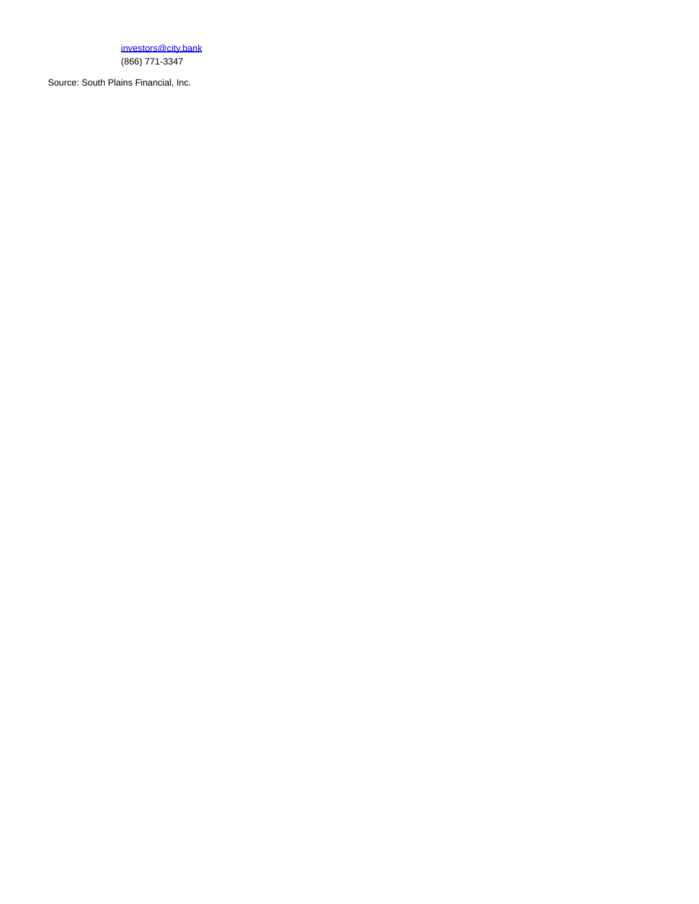investors@city.bank
(866) 771-3347

Source: South Plains Financial, Inc.